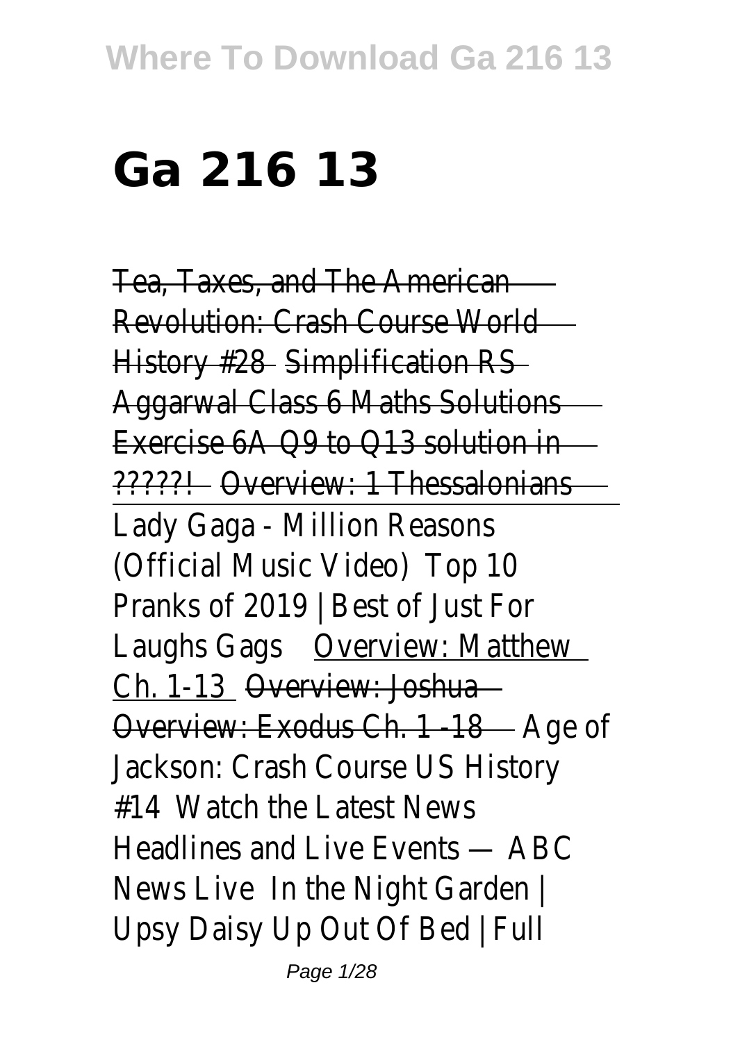# Ga 216 13

Tea, Taxes, and The American Revolution: Crash Course World History #28 Simplification RS Aggarwal Class 6 Maths Solutions Exercise 6A Q9 to Q13 solution in ?????! Overview: 1 Thessalonians

Lady Gaga - Million Reasons (Official Music Video) Top 10 Pranks of 2019 | Best of Just For Laughs Gags Overview: Matthew Ch. 1-13 Overview: Joshua Overview: Exodus Ch. 1 -18 Age of Jackson: Crash Course US History #14 Watch the Latest News Headlines and Live Events — ABC News Live In the Night Garden | Upsy Daisy Up Out Of Bed | Full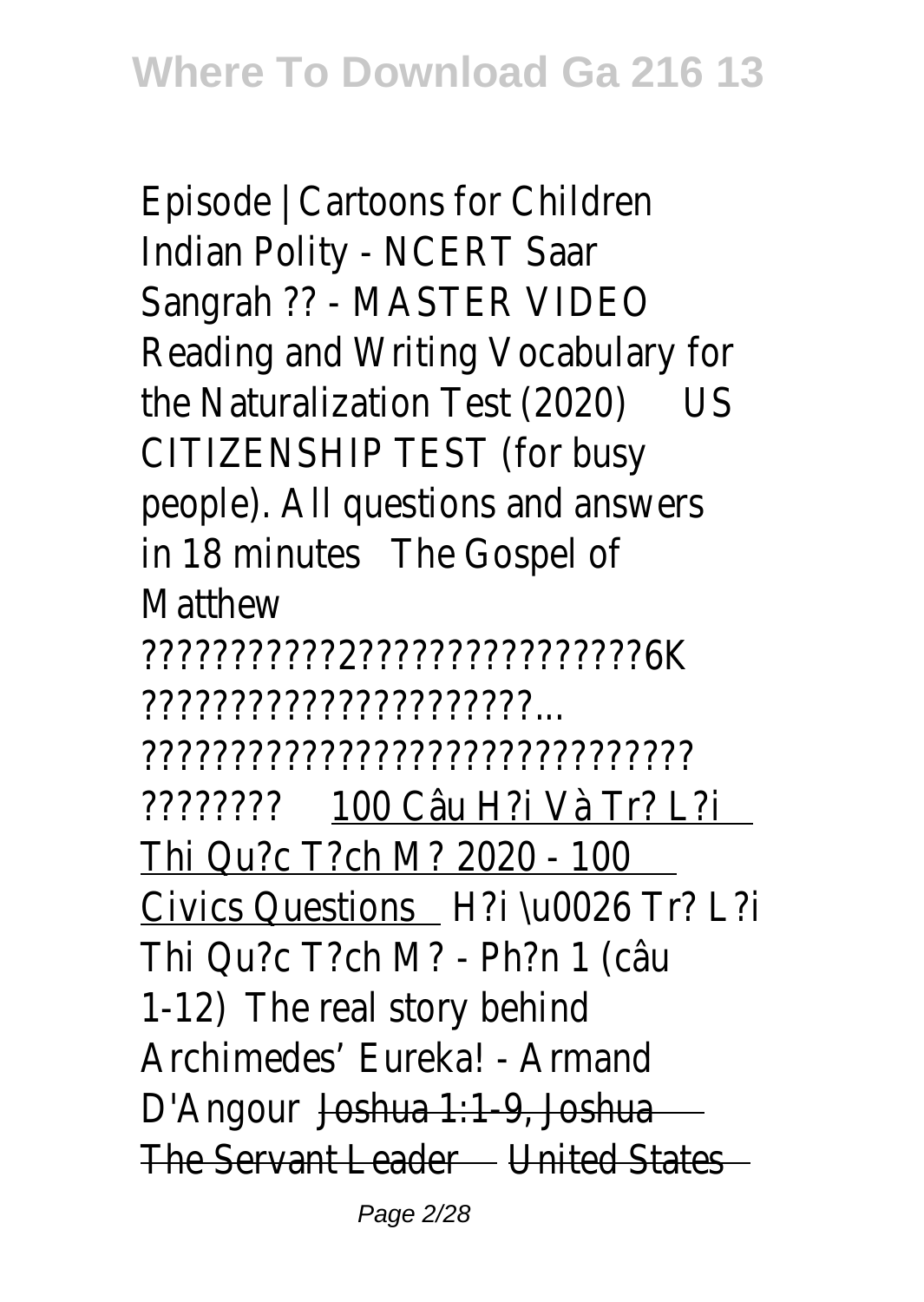Episode | Cartoons for Children Indian Polity - NCERT Saar Sangrah ?? - MASTER VIDEO Reading and Writing Vocabulary for the Naturalization Test (2020) US CITIZENSHIP TEST (for busy people). All questions and answers in 18 minutes The Gospel of Matthew ???????????2????????????????6K ??????????????????????... ?????????????????????????????? ???????? 100 Câu H?i Và Tr? L?i Thi Qu?c T?ch M? 2020 - 100 Civics Questions H?i \u0026 Tr? L?i Thi Qu?c T?ch M? - Ph?n 1 (câu 1-12) The real story behind Archimedes' Eureka! - Armand D'Angour ~~Joshua 1:1-9, Joshua The Servant Leader~~ ~~United States~~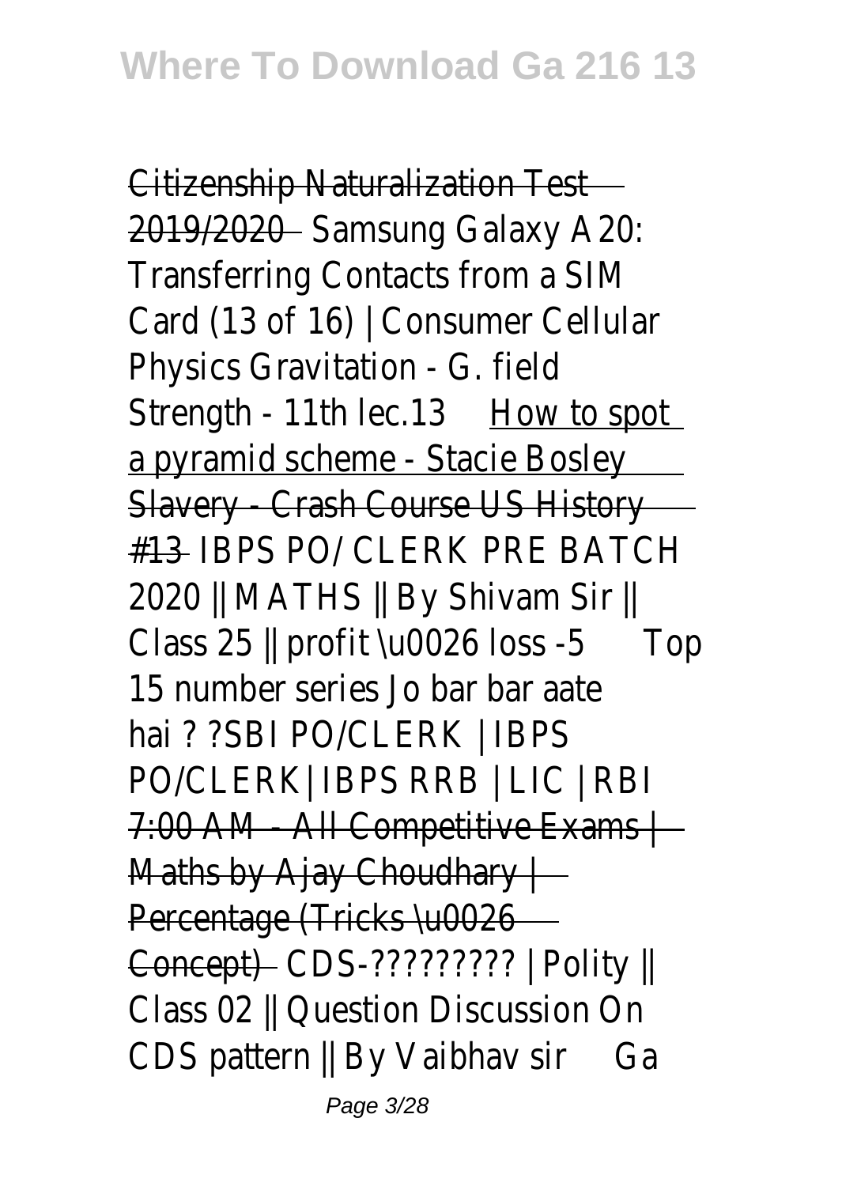Citizenship Naturalization Test 2019/2020 Samsung Galaxy A20: Transferring Contacts from a SIM Card (13 of 16) | Consumer Cellular Physics Gravitation - G. field Strength - 11th lec.13 How to spot a pyramid scheme - Stacie Bosley Slavery - Crash Course US History #13 IBPS PO/ CLERK PRE BATCH 2020 || MATHS || By Shivam Sir || Class 25 || profit \u0026 loss -5 Top 15 number series Jo bar bar aate hai ? ?SBI PO/CLERK | IBPS PO/CLERK| IBPS RRB | LIC | RBI 7:00 AM - All Competitive Exams | Maths by Ajay Choudhary | Percentage (Tricks \u0026 Concept) CDS-????????? | Polity || Class 02 || Question Discussion On CDS pattern || By Vaibhav sir Ga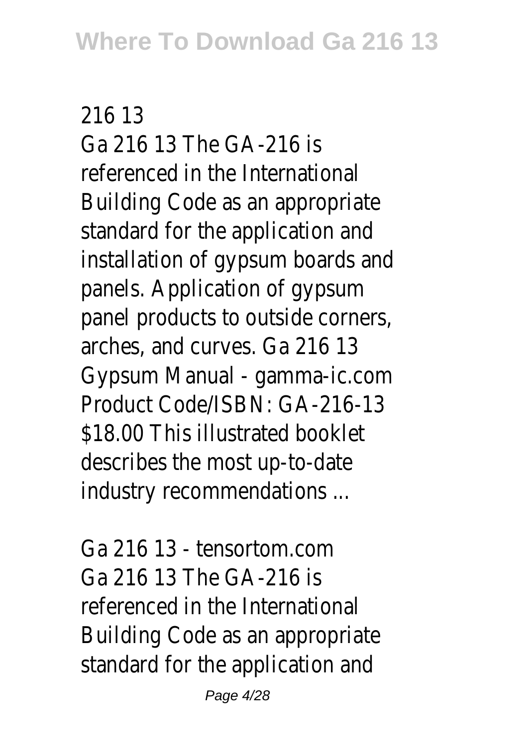216 13

Ga 216 13 The GA-216 is referenced in the International Building Code as an appropriate standard for the application and installation of gypsum boards and panels. Application of gypsum panel products to outside corners, arches, and curves. Ga 216 13 Gypsum Manual - gamma-ic.com Product Code/ISBN: GA-216-13 $18.00 This illustrated booklet describes the most up-to-date industry recommendations ...

Ga 216 13 - tensortom.com

Ga 216 13 The GA-216 is referenced in the International Building Code as an appropriate standard for the application and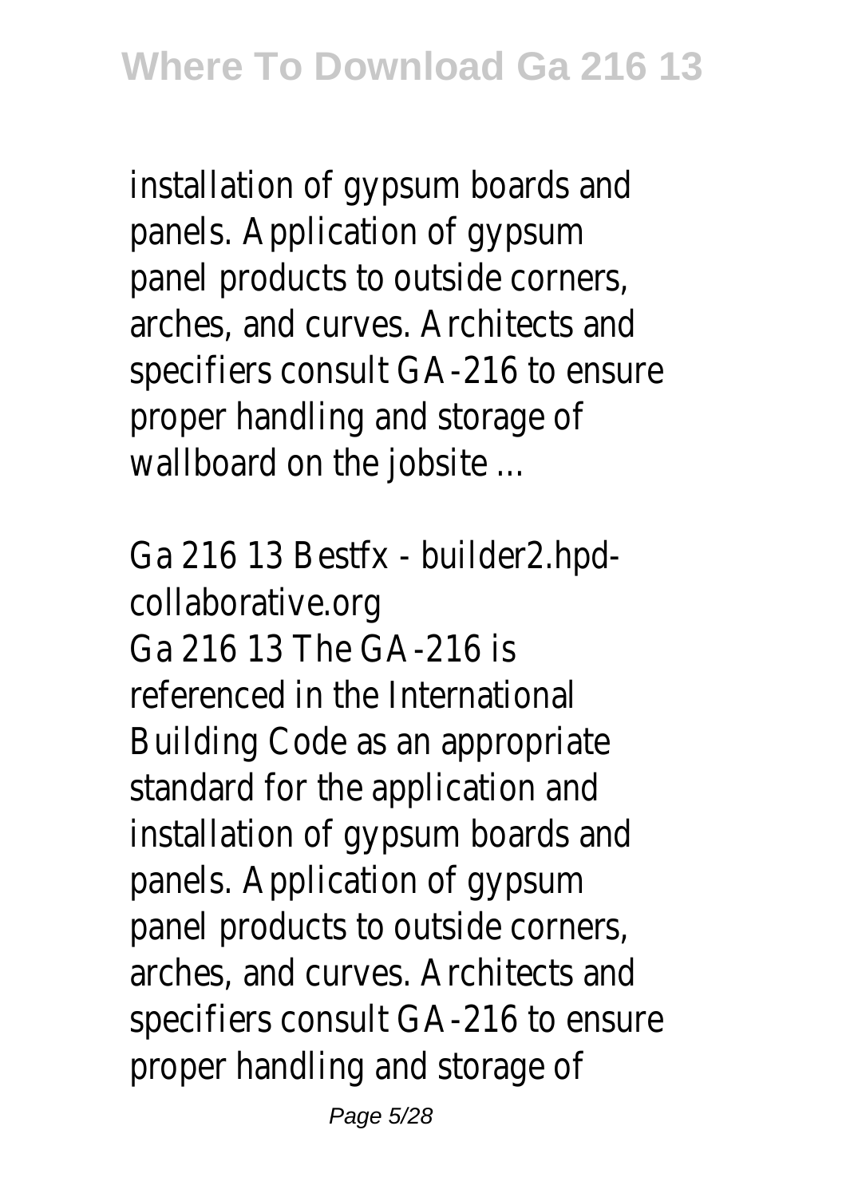installation of gypsum boards and panels. Application of gypsum panel products to outside corners, arches, and curves. Architects and specifiers consult GA-216 to ensure proper handling and storage of wallboard on the jobsite ...

Ga 216 13 Bestfx - builder2.hpd-collaborative.org

Ga 216 13 The GA-216 is referenced in the International Building Code as an appropriate standard for the application and installation of gypsum boards and panels. Application of gypsum panel products to outside corners, arches, and curves. Architects and specifiers consult GA-216 to ensure proper handling and storage of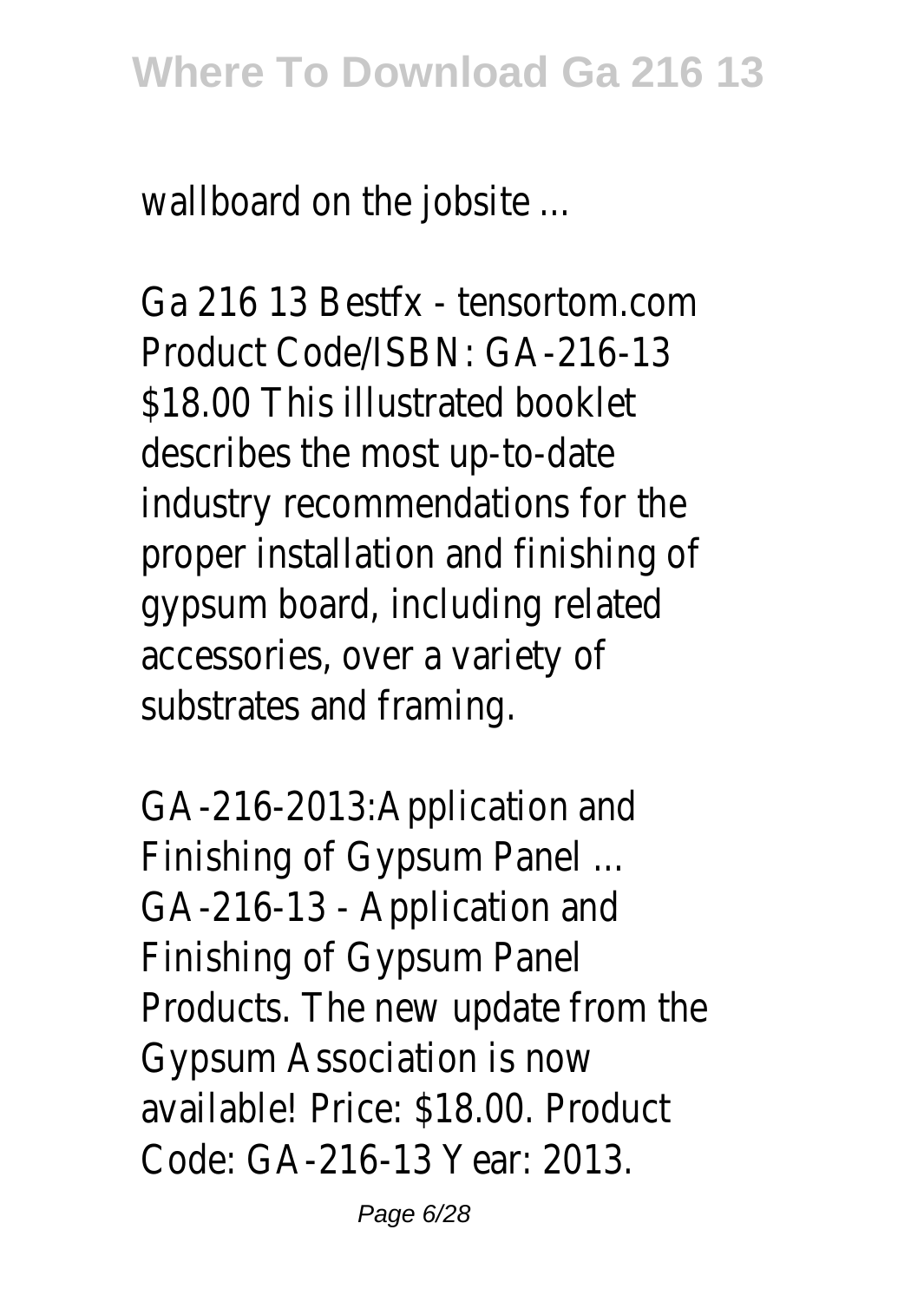wallboard on the jobsite ...

Ga 216 13 Bestfx - tensortom.com
Product Code/ISBN: GA-216-13
$18.00 This illustrated booklet describes the most up-to-date industry recommendations for the proper installation and finishing of gypsum board, including related accessories, over a variety of substrates and framing.

GA-216-2013:Application and Finishing of Gypsum Panel ...
GA-216-13 - Application and Finishing of Gypsum Panel Products. The new update from the Gypsum Association is now available! Price: $18.00. Product Code: GA-216-13 Year: 2013.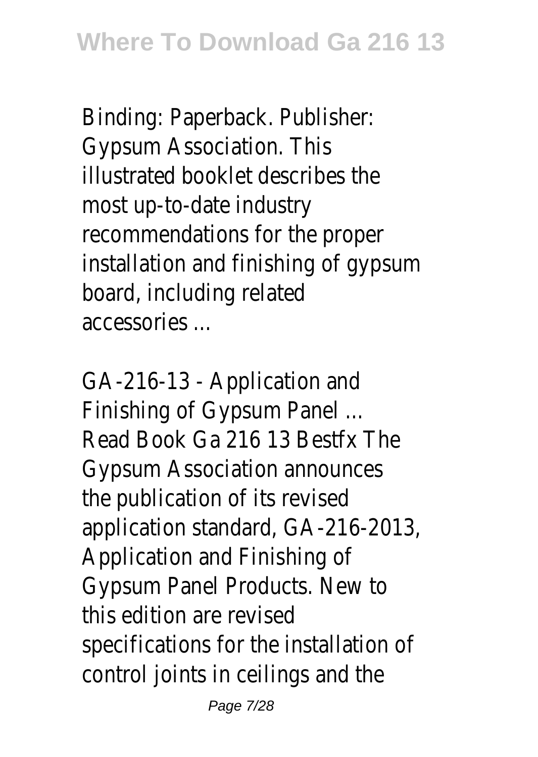Binding: Paperback. Publisher: Gypsum Association. This illustrated booklet describes the most up-to-date industry recommendations for the proper installation and finishing of gypsum board, including related accessories ...

GA-216-13 - Application and Finishing of Gypsum Panel ...
Read Book Ga 216 13 Bestfx The Gypsum Association announces the publication of its revised application standard, GA-216-2013, Application and Finishing of Gypsum Panel Products. New to this edition are revised specifications for the installation of control joints in ceilings and the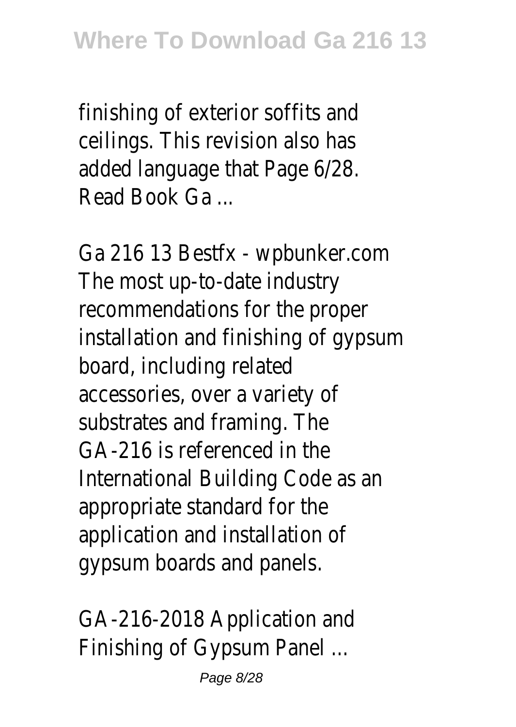finishing of exterior soffits and ceilings. This revision also has added language that Page 6/28. Read Book Ga ...

Ga 216 13 Bestfx - wpbunker.com
The most up-to-date industry recommendations for the proper installation and finishing of gypsum board, including related accessories, over a variety of substrates and framing. The GA-216 is referenced in the International Building Code as an appropriate standard for the application and installation of gypsum boards and panels.

GA-216-2018 Application and Finishing of Gypsum Panel ...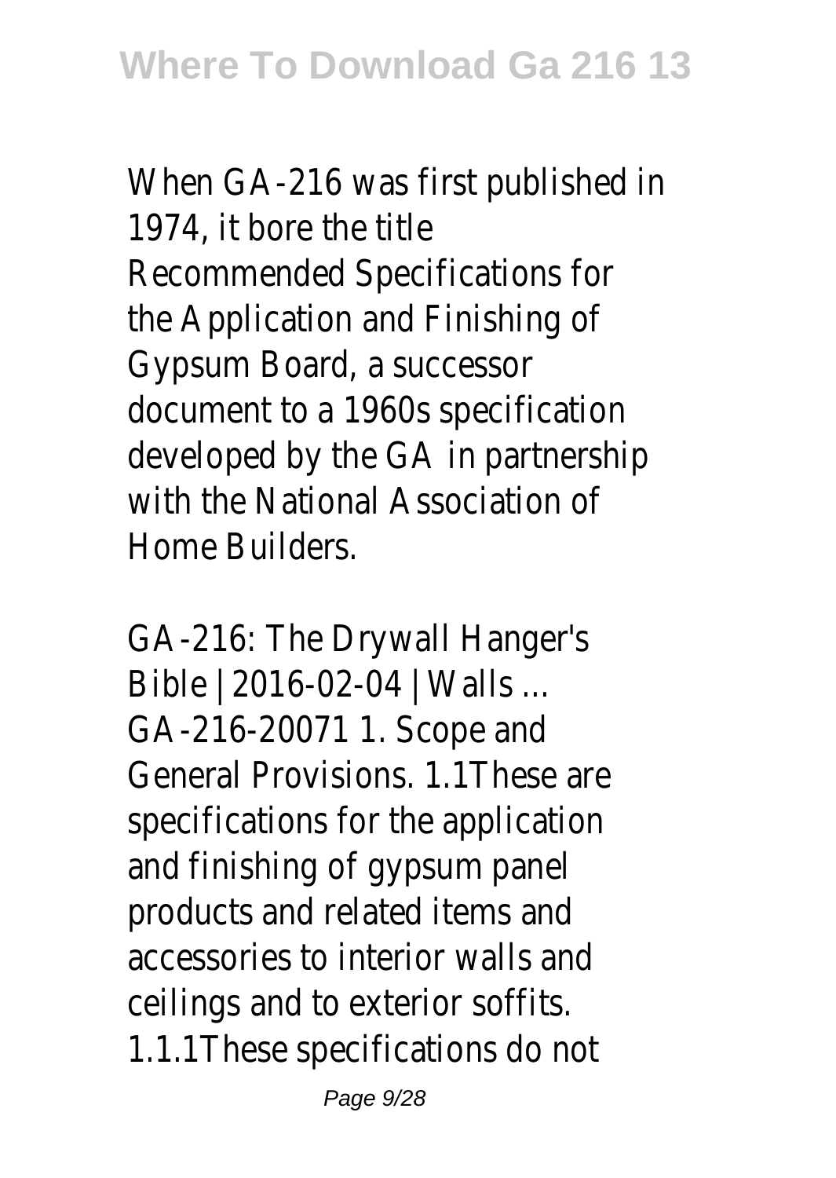When GA-216 was first published in 1974, it bore the title Recommended Specifications for the Application and Finishing of Gypsum Board, a successor document to a 1960s specification developed by the GA in partnership with the National Association of Home Builders.

GA-216: The Drywall Hanger's Bible | 2016-02-04 | Walls ...
GA-216-20071 1. Scope and General Provisions. 1.1These are specifications for the application and finishing of gypsum panel products and related items and accessories to interior walls and ceilings and to exterior soffits. 1.1.1These specifications do not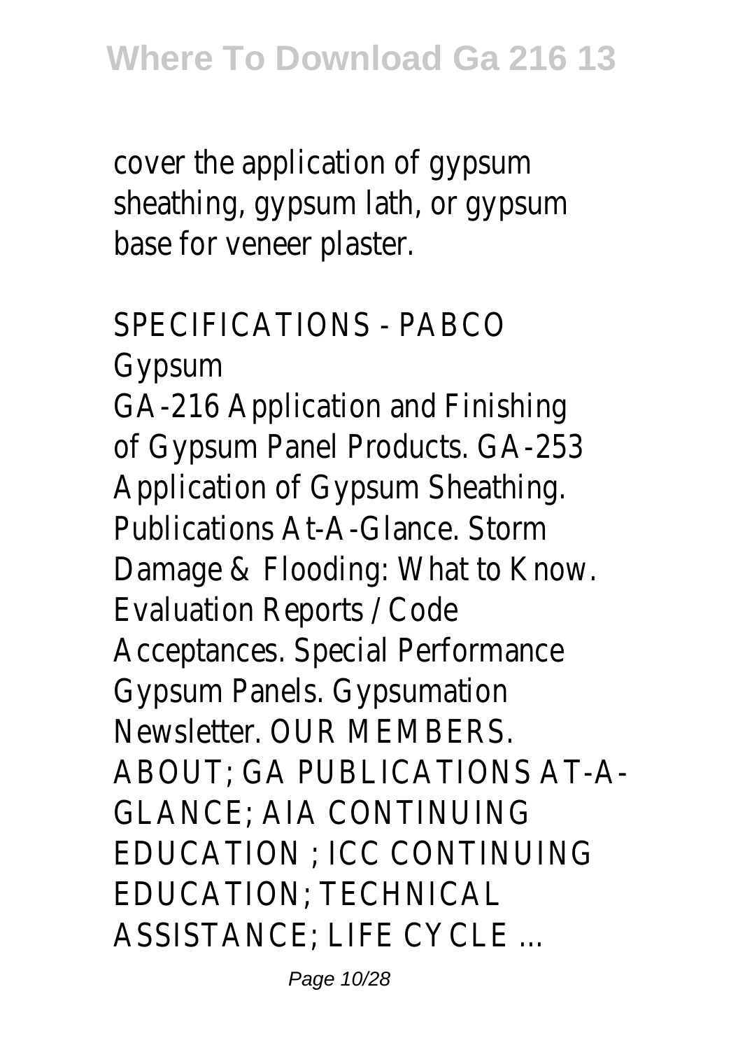cover the application of gypsum sheathing, gypsum lath, or gypsum base for veneer plaster.

SPECIFICATIONS - PABCO Gypsum

GA-216 Application and Finishing of Gypsum Panel Products. GA-253 Application of Gypsum Sheathing. Publications At-A-Glance. Storm Damage & Flooding: What to Know. Evaluation Reports / Code Acceptances. Special Performance Gypsum Panels. Gypsumation Newsletter. OUR MEMBERS. ABOUT; GA PUBLICATIONS AT-A-GLANCE; AIA CONTINUING EDUCATION ; ICC CONTINUING EDUCATION; TECHNICAL ASSISTANCE; LIFE CYCLE ...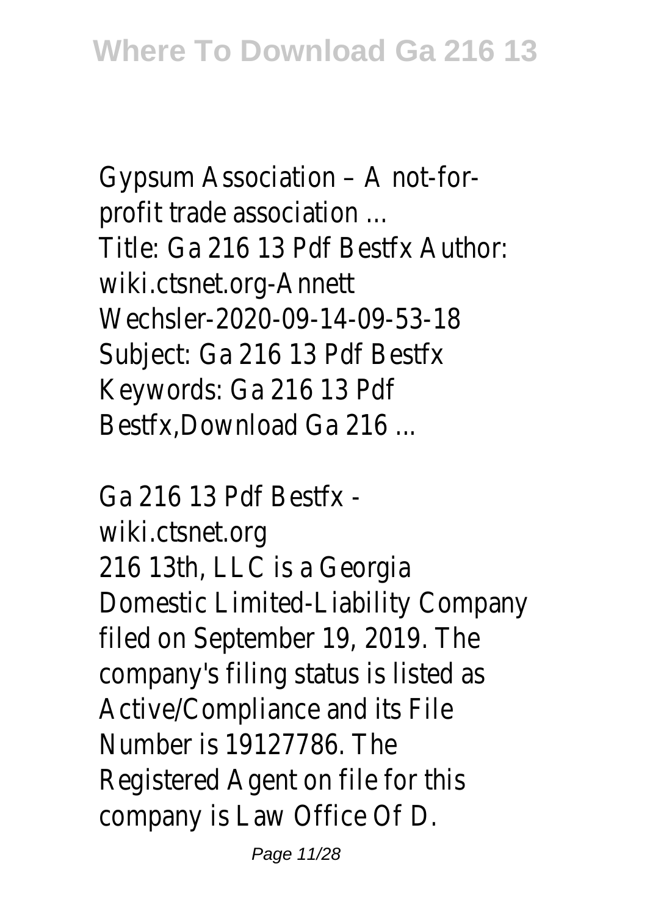Gypsum Association – A not-for-profit trade association ...
Title: Ga 216 13 Pdf Bestfx Author: wiki.ctsnet.org-Annett Wechsler-2020-09-14-09-53-18 Subject: Ga 216 13 Pdf Bestfx Keywords: Ga 216 13 Pdf Bestfx,Download Ga 216 ...

Ga 216 13 Pdf Bestfx - wiki.ctsnet.org
216 13th, LLC is a Georgia Domestic Limited-Liability Company filed on September 19, 2019. The company's filing status is listed as Active/Compliance and its File Number is 19127786. The Registered Agent on file for this company is Law Office Of D.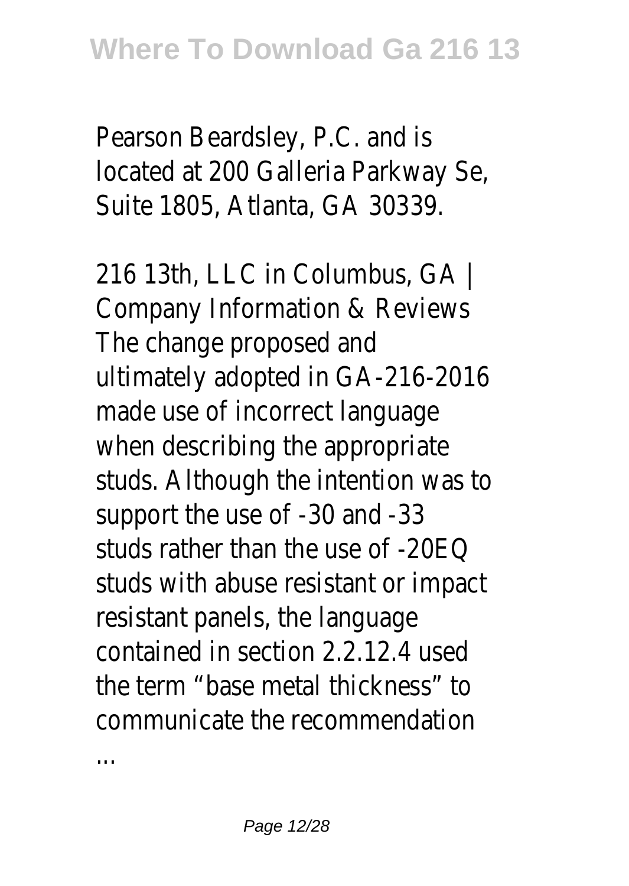Pearson Beardsley, P.C. and is located at 200 Galleria Parkway Se, Suite 1805, Atlanta, GA 30339.

216 13th, LLC in Columbus, GA | Company Information & Reviews
The change proposed and ultimately adopted in GA-216-2016 made use of incorrect language when describing the appropriate studs. Although the intention was to support the use of -30 and -33 studs rather than the use of -20EQ studs with abuse resistant or impact resistant panels, the language contained in section 2.2.12.4 used the term "base metal thickness" to communicate the recommendation ...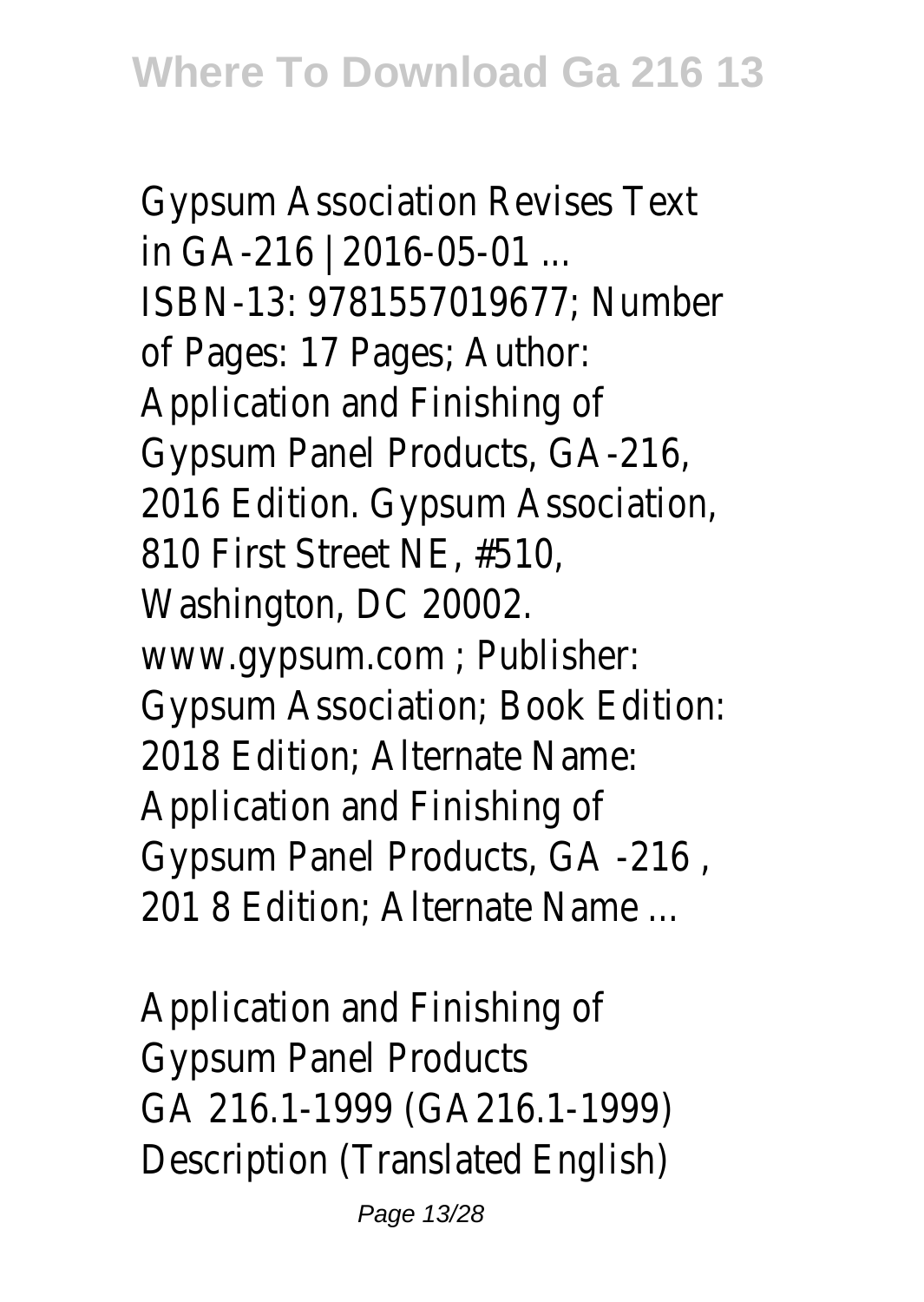Gypsum Association Revises Text in GA-216 | 2016-05-01 ...
ISBN-13: 9781557019677; Number of Pages: 17 Pages; Author: Application and Finishing of Gypsum Panel Products, GA-216, 2016 Edition. Gypsum Association, 810 First Street NE, #510, Washington, DC 20002. www.gypsum.com ; Publisher: Gypsum Association; Book Edition: 2018 Edition; Alternate Name: Application and Finishing of Gypsum Panel Products, GA -216 , 201 8 Edition; Alternate Name ...

Application and Finishing of Gypsum Panel Products
GA 216.1-1999 (GA216.1-1999) Description (Translated English)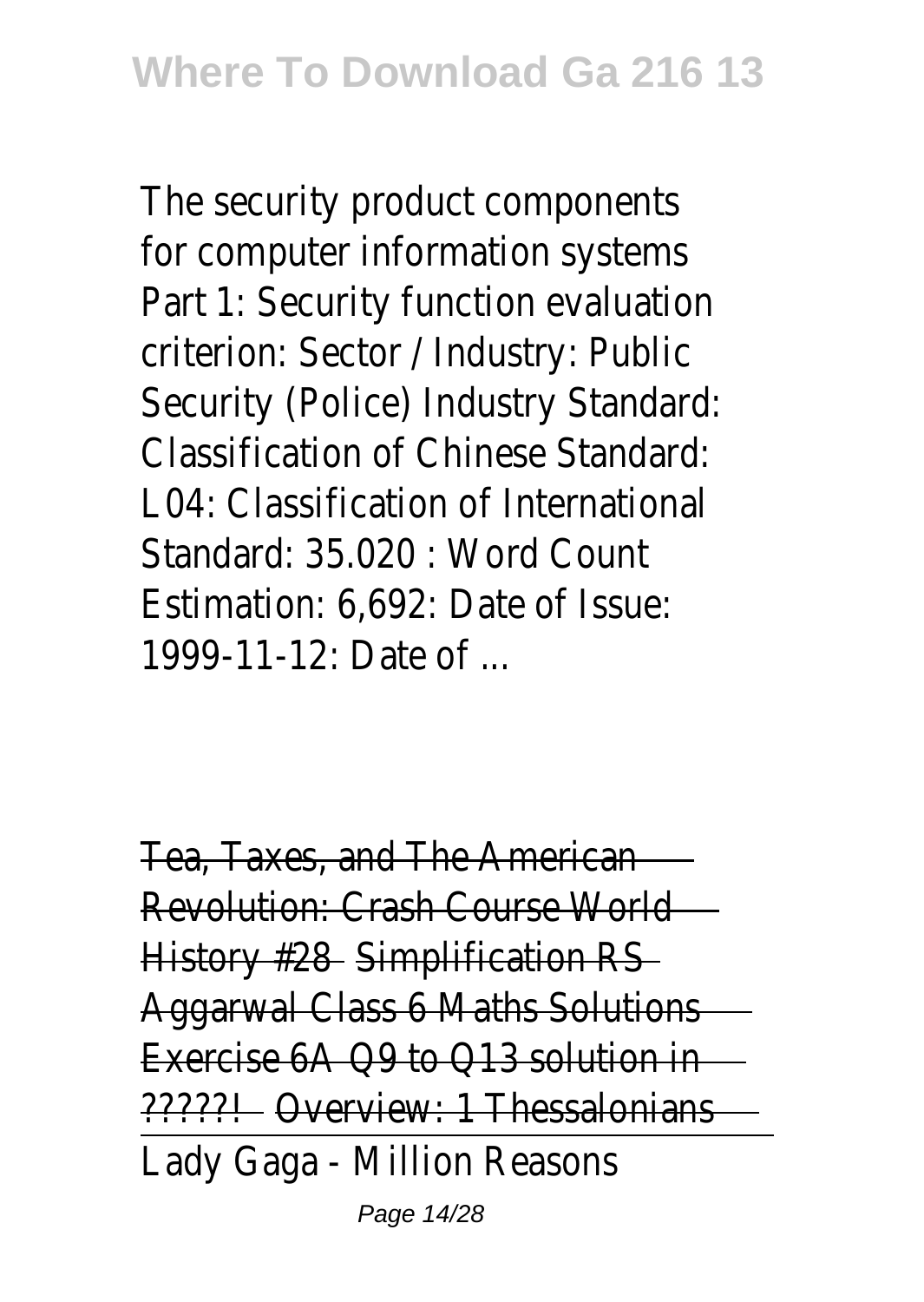The security product components for computer information systems Part 1: Security function evaluation criterion: Sector / Industry: Public Security (Police) Industry Standard: Classification of Chinese Standard: L04: Classification of International Standard: 35.020 : Word Count Estimation: 6,692: Date of Issue: 1999-11-12: Date of ...

Tea, Taxes, and The American Revolution: Crash Course World History #28 Simplification RS Aggarwal Class 6 Maths Solutions Exercise 6A Q9 to Q13 solution in ?????! Overview: 1 Thessalonians

Lady Gaga - Million Reasons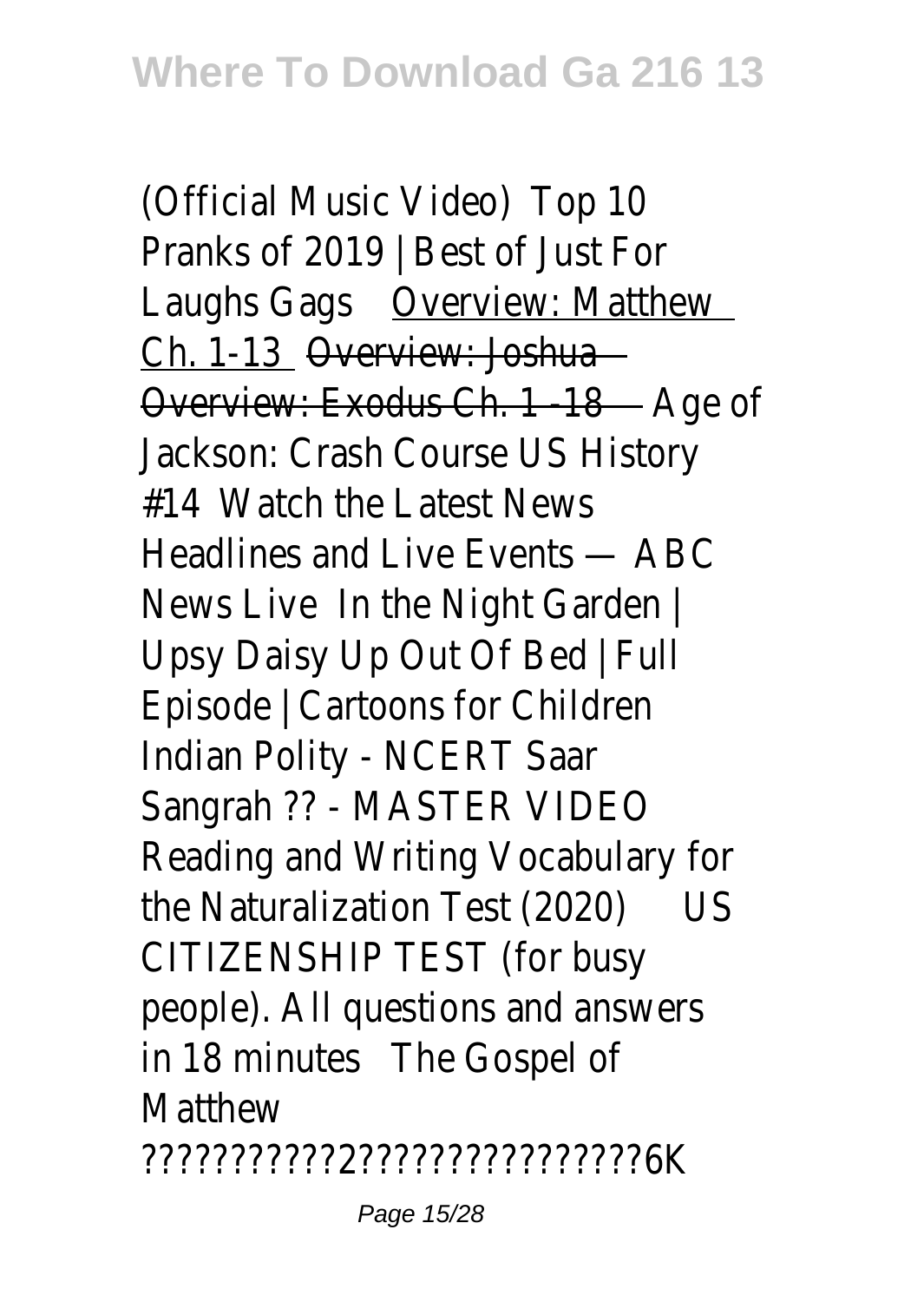(Official Music Video) Top 10 Pranks of 2019 | Best of Just For Laughs Gags Overview: Matthew Ch. 1-13 Overview: Joshua Overview: Exodus Ch. 1 -18 Age of Jackson: Crash Course US History #14 Watch the Latest News Headlines and Live Events — ABC News Live In the Night Garden | Upsy Daisy Up Out Of Bed | Full Episode | Cartoons for Children Indian Polity - NCERT Saar Sangrah ?? - MASTER VIDEO Reading and Writing Vocabulary for the Naturalization Test (2020) US CITIZENSHIP TEST (for busy people). All questions and answers in 18 minutes The Gospel of Matthew ???????????2????????????????6K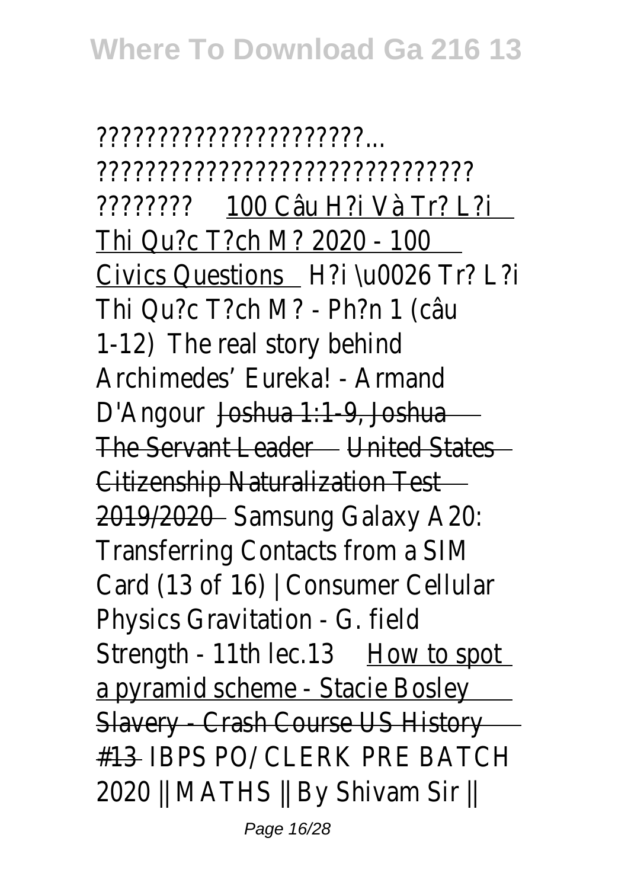?????????????????????...
?????????????????????????????? ???????? 100 Câu H?i Và Tr? L?i Thi Qu?c T?ch M? 2020 - 100 Civics Questions H?i \u0026 Tr? L?i Thi Qu?c T?ch M? - Ph?n 1 (câu 1-12) The real story behind Archimedes' Eureka! - Armand D'Angour Joshua 1:1-9, Joshua The Servant Leader United States Citizenship Naturalization Test 2019/2020 Samsung Galaxy A20: Transferring Contacts from a SIM Card (13 of 16) | Consumer Cellular Physics Gravitation - G. field Strength - 11th lec.13 How to spot a pyramid scheme - Stacie Bosley Slavery - Crash Course US History #13 IBPS PO/ CLERK PRE BATCH 2020 || MATHS || By Shivam Sir ||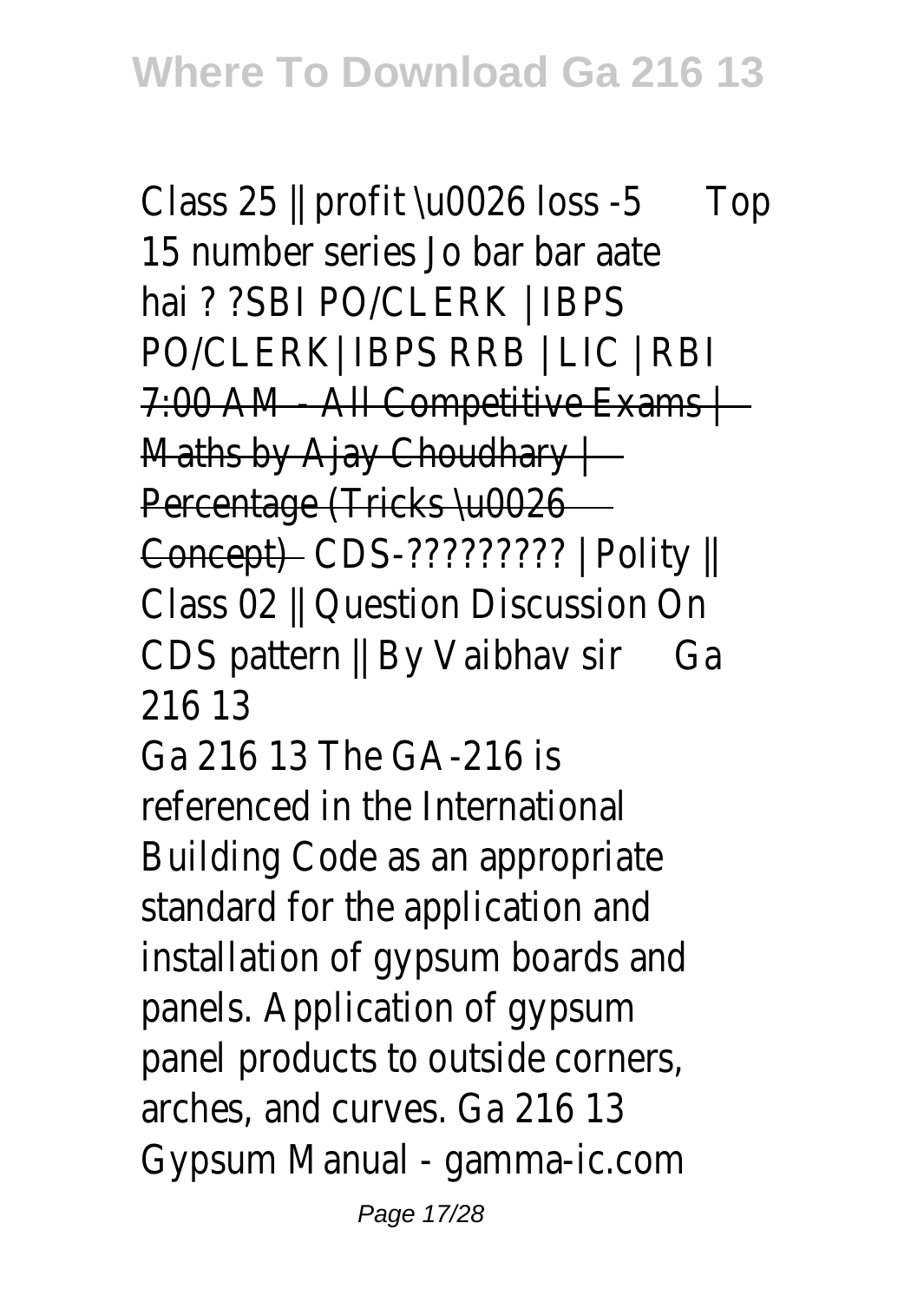Class 25 || profit \u0026 loss -5 Top 15 number series Jo bar bar aate hai ? ?SBI PO/CLERK | IBPS PO/CLERK| IBPS RRB | LIC | RBI ~~7:00 AM - All Competitive Exams | Maths by Ajay Choudhary | Percentage (Tricks \u0026 Concept)~~ CDS-????????? | Polity || Class 02 || Question Discussion On CDS pattern || By Vaibhav sir Ga 216 13

Ga 216 13 The GA-216 is referenced in the International Building Code as an appropriate standard for the application and installation of gypsum boards and panels. Application of gypsum panel products to outside corners, arches, and curves. Ga 216 13 Gypsum Manual - gamma-ic.com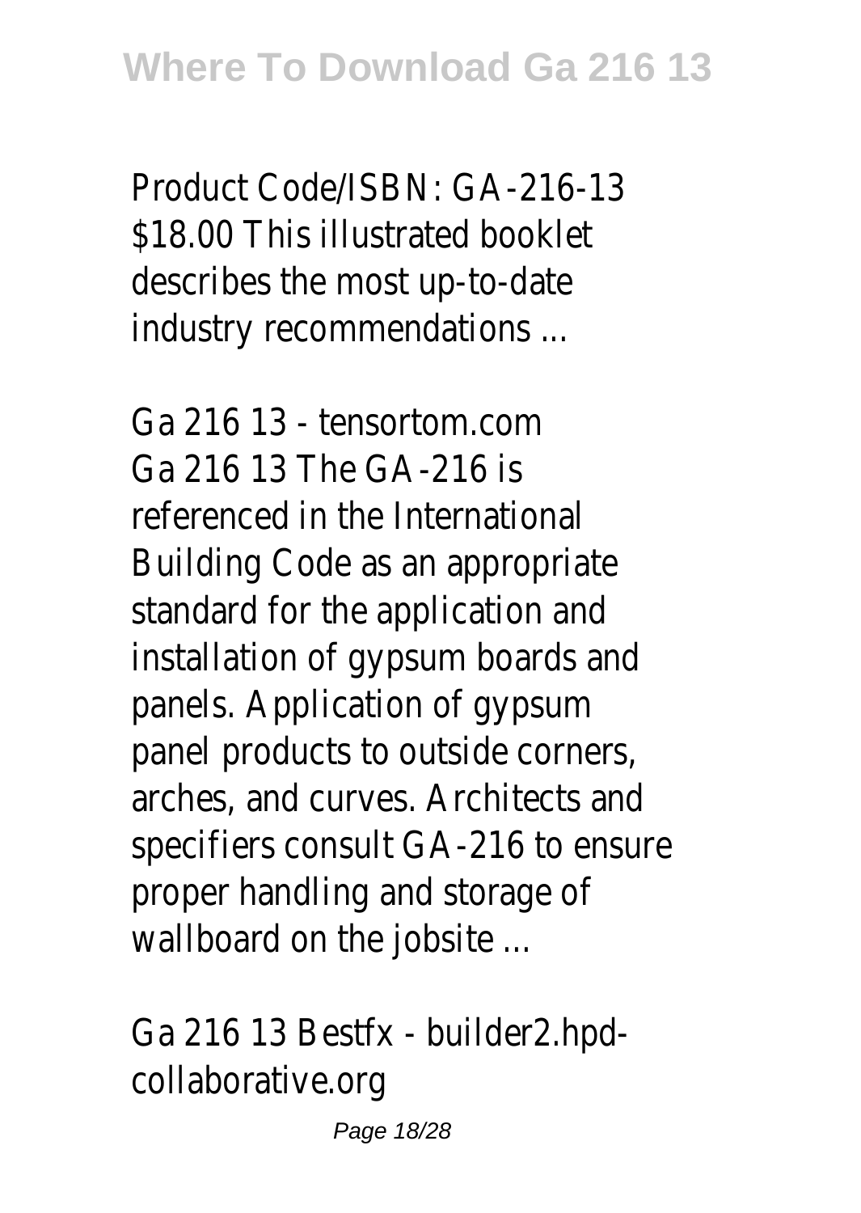Product Code/ISBN: GA-216-13 $18.00 This illustrated booklet describes the most up-to-date industry recommendations ...

Ga 216 13 - tensortom.com
Ga 216 13 The GA-216 is referenced in the International Building Code as an appropriate standard for the application and installation of gypsum boards and panels. Application of gypsum panel products to outside corners, arches, and curves. Architects and specifiers consult GA-216 to ensure proper handling and storage of wallboard on the jobsite ...

Ga 216 13 Bestfx - builder2.hpd-collaborative.org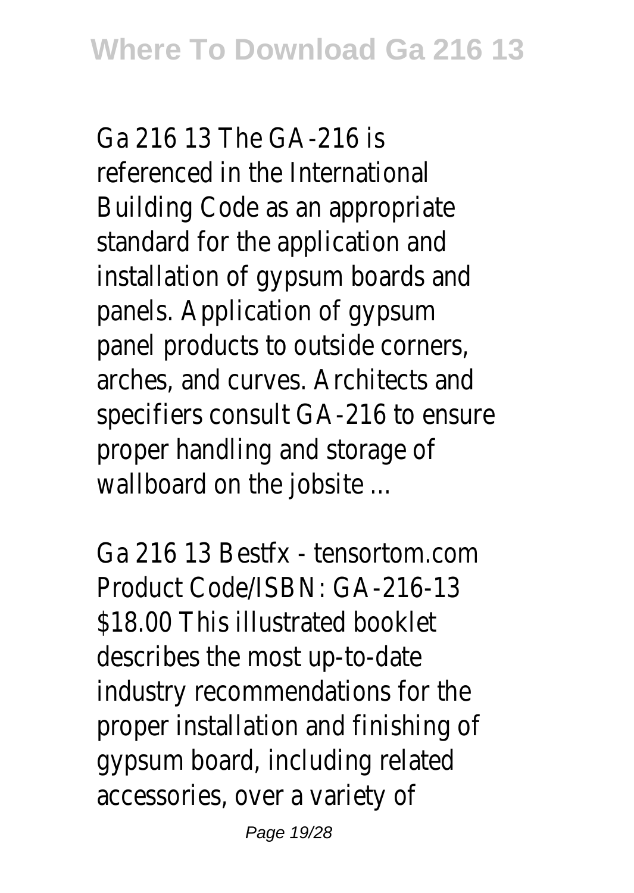Ga 216 13 The GA-216 is referenced in the International Building Code as an appropriate standard for the application and installation of gypsum boards and panels. Application of gypsum panel products to outside corners, arches, and curves. Architects and specifiers consult GA-216 to ensure proper handling and storage of wallboard on the jobsite ...

Ga 216 13 Bestfx - tensortom.com
Product Code/ISBN: GA-216-13
$18.00 This illustrated booklet describes the most up-to-date industry recommendations for the proper installation and finishing of gypsum board, including related accessories, over a variety of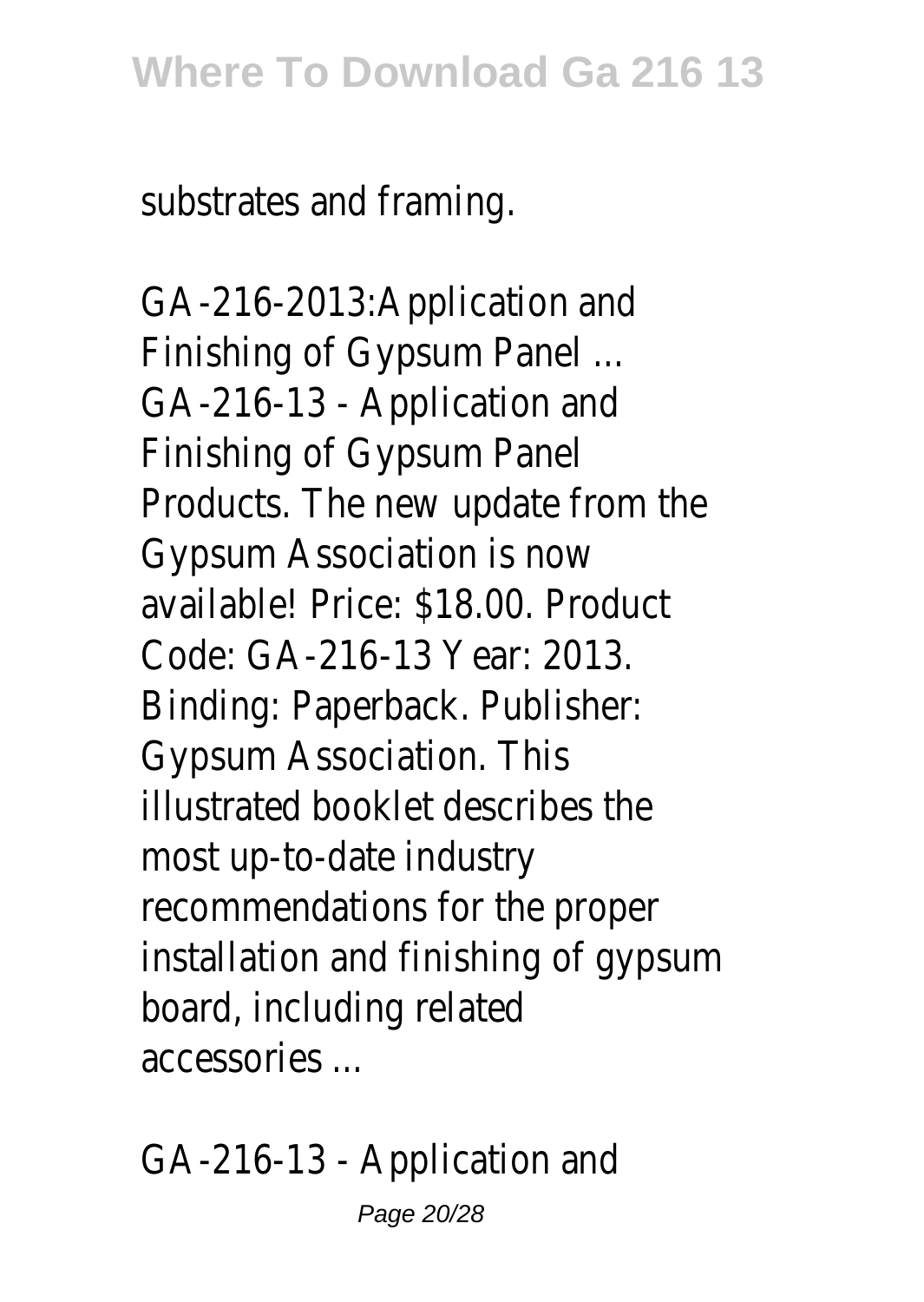substrates and framing.

GA-216-2013:Application and Finishing of Gypsum Panel ...
GA-216-13 - Application and Finishing of Gypsum Panel Products. The new update from the Gypsum Association is now available! Price: $18.00. Product Code: GA-216-13 Year: 2013. Binding: Paperback. Publisher: Gypsum Association. This illustrated booklet describes the most up-to-date industry recommendations for the proper installation and finishing of gypsum board, including related accessories ...

GA-216-13 - Application and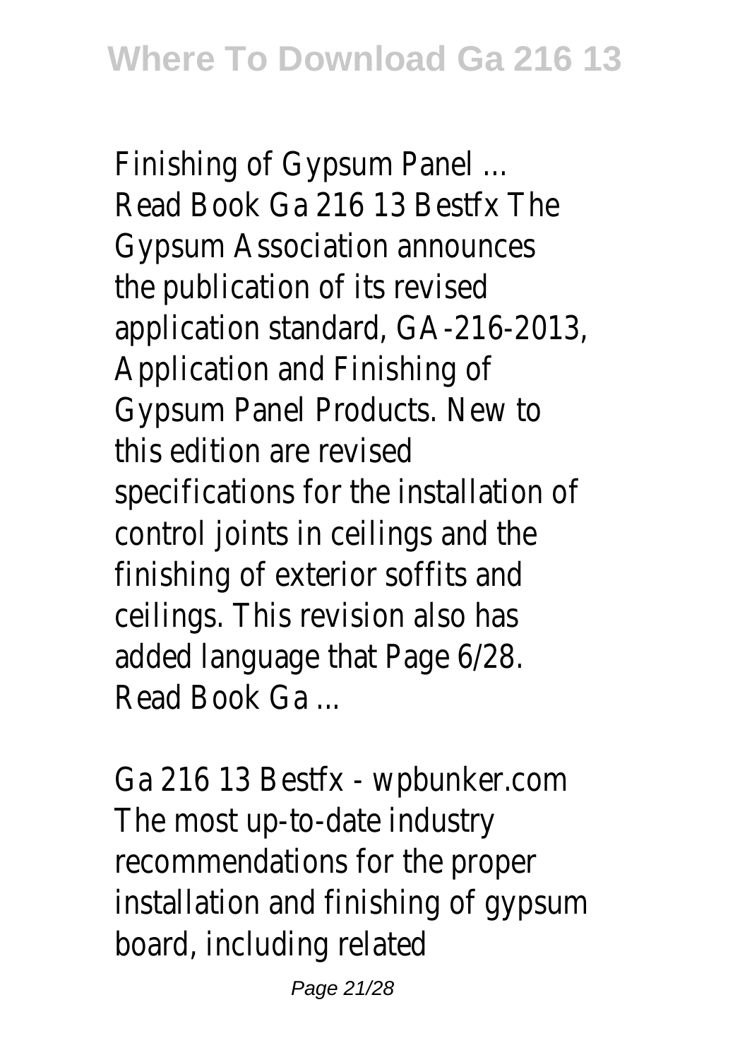Finishing of Gypsum Panel ...
Read Book Ga 216 13 Bestfx The Gypsum Association announces the publication of its revised application standard, GA-216-2013, Application and Finishing of Gypsum Panel Products. New to this edition are revised specifications for the installation of control joints in ceilings and the finishing of exterior soffits and ceilings. This revision also has added language that Page 6/28. Read Book Ga ...

Ga 216 13 Bestfx - wpbunker.com
The most up-to-date industry recommendations for the proper installation and finishing of gypsum board, including related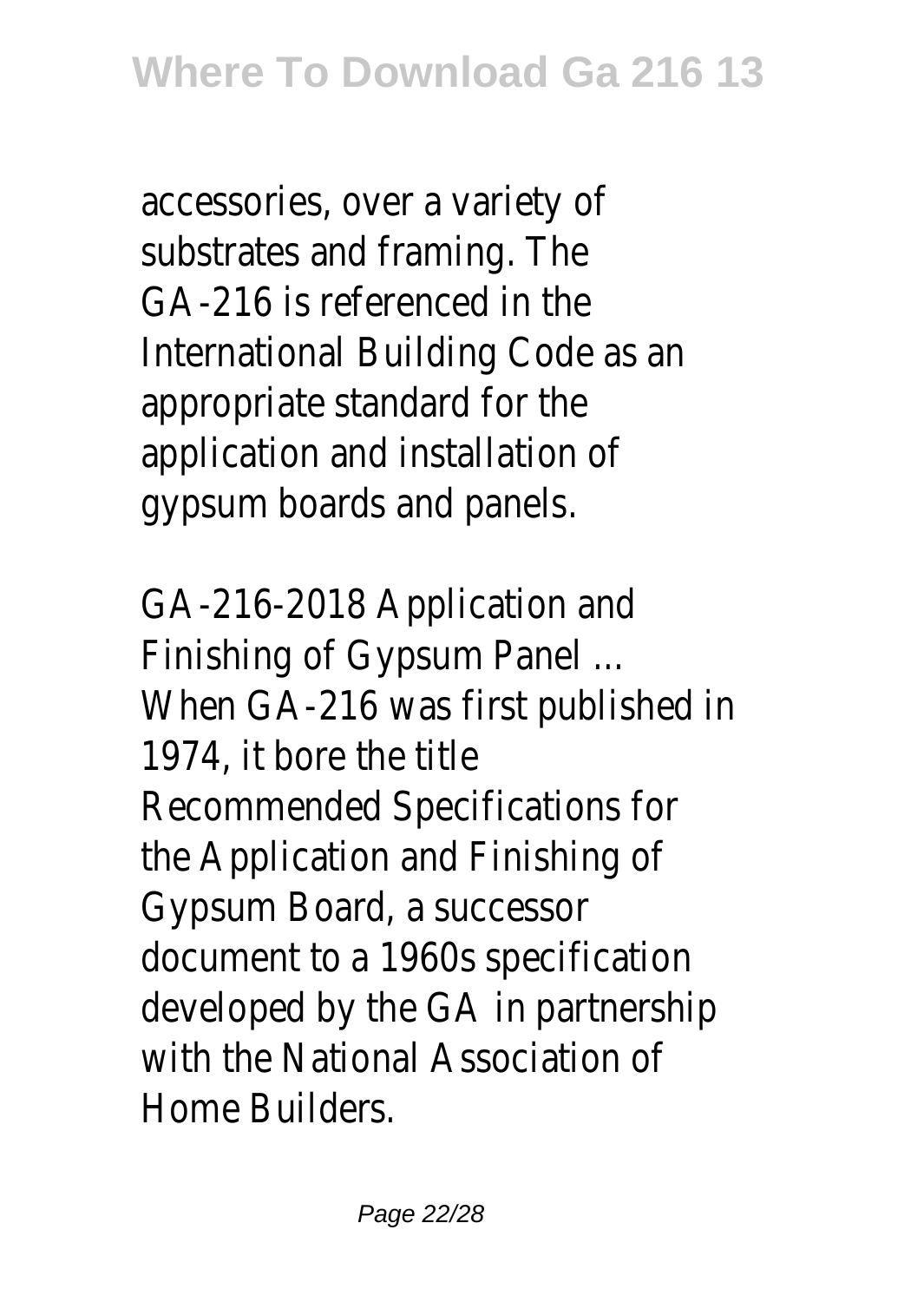accessories, over a variety of substrates and framing. The GA-216 is referenced in the International Building Code as an appropriate standard for the application and installation of gypsum boards and panels.

GA-216-2018 Application and Finishing of Gypsum Panel ...

When GA-216 was first published in 1974, it bore the title Recommended Specifications for the Application and Finishing of Gypsum Board, a successor document to a 1960s specification developed by the GA in partnership with the National Association of Home Builders.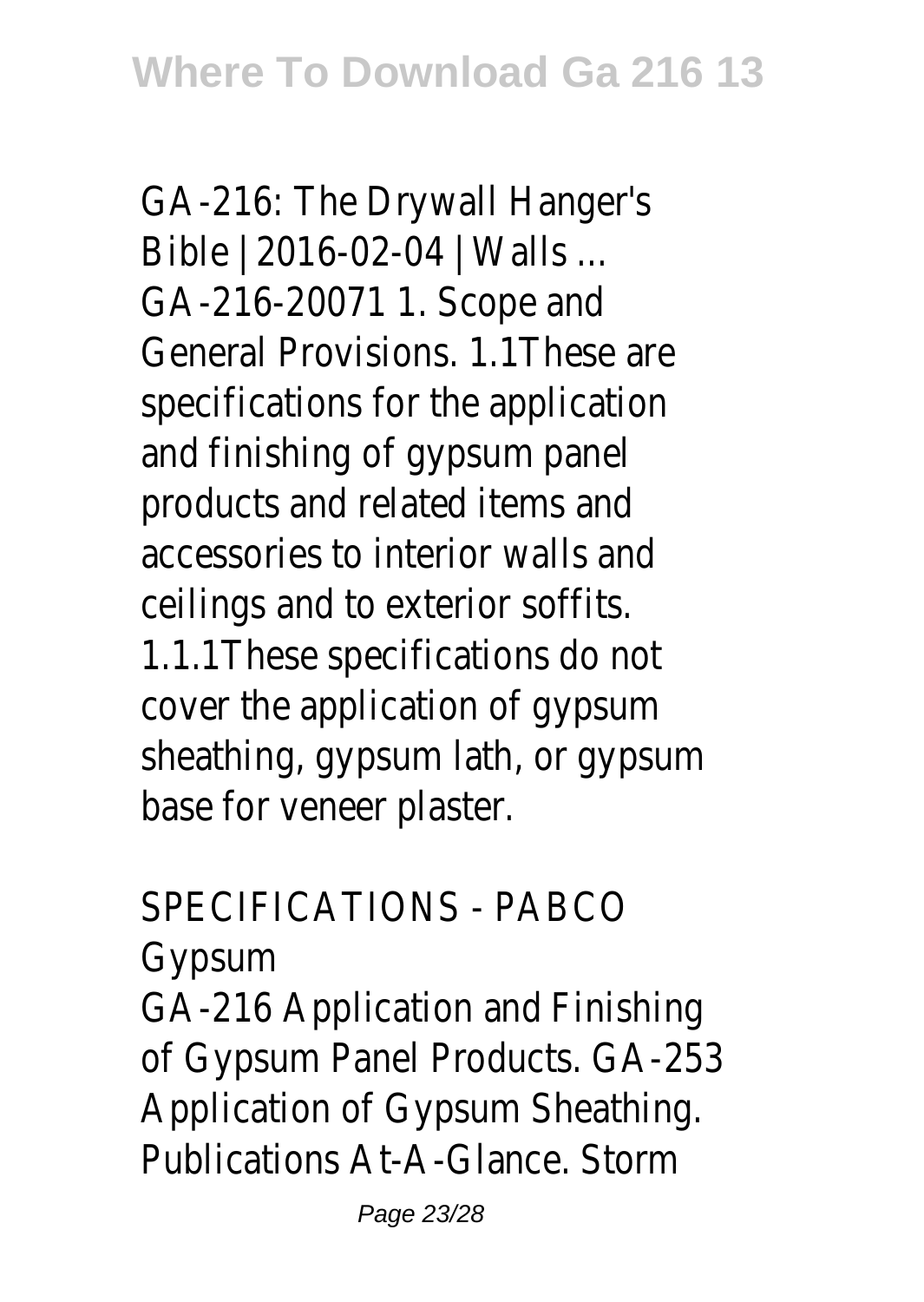GA-216: The Drywall Hanger's Bible | 2016-02-04 | Walls ...
GA-216-20071 1. Scope and General Provisions. 1.1These are specifications for the application and finishing of gypsum panel products and related items and accessories to interior walls and ceilings and to exterior soffits. 1.1.1These specifications do not cover the application of gypsum sheathing, gypsum lath, or gypsum base for veneer plaster.

SPECIFICATIONS - PABCO Gypsum
GA-216 Application and Finishing of Gypsum Panel Products. GA-253 Application of Gypsum Sheathing. Publications At-A-Glance. Storm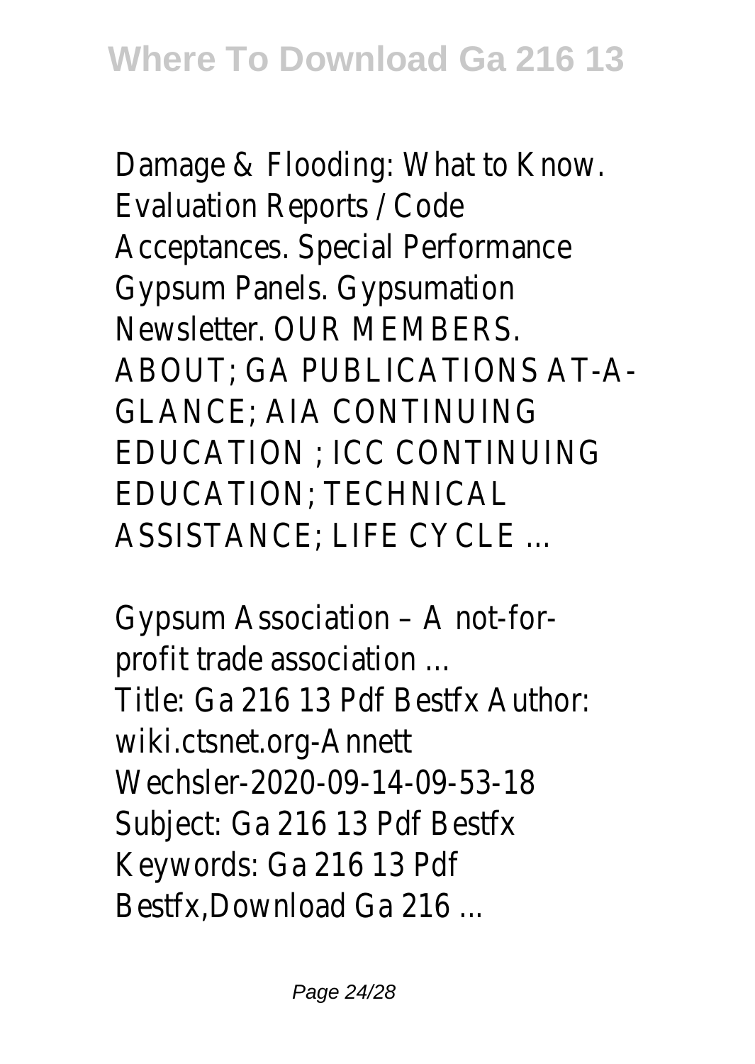Damage & Flooding: What to Know. Evaluation Reports / Code Acceptances. Special Performance Gypsum Panels. Gypsumation Newsletter. OUR MEMBERS. ABOUT; GA PUBLICATIONS AT-A-GLANCE; AIA CONTINUING EDUCATION ; ICC CONTINUING EDUCATION; TECHNICAL ASSISTANCE; LIFE CYCLE ...

Gypsum Association – A not-for-profit trade association ...

Title: Ga 216 13 Pdf Bestfx Author: wiki.ctsnet.org-Annett Wechsler-2020-09-14-09-53-18 Subject: Ga 216 13 Pdf Bestfx Keywords: Ga 216 13 Pdf Bestfx,Download Ga 216 ...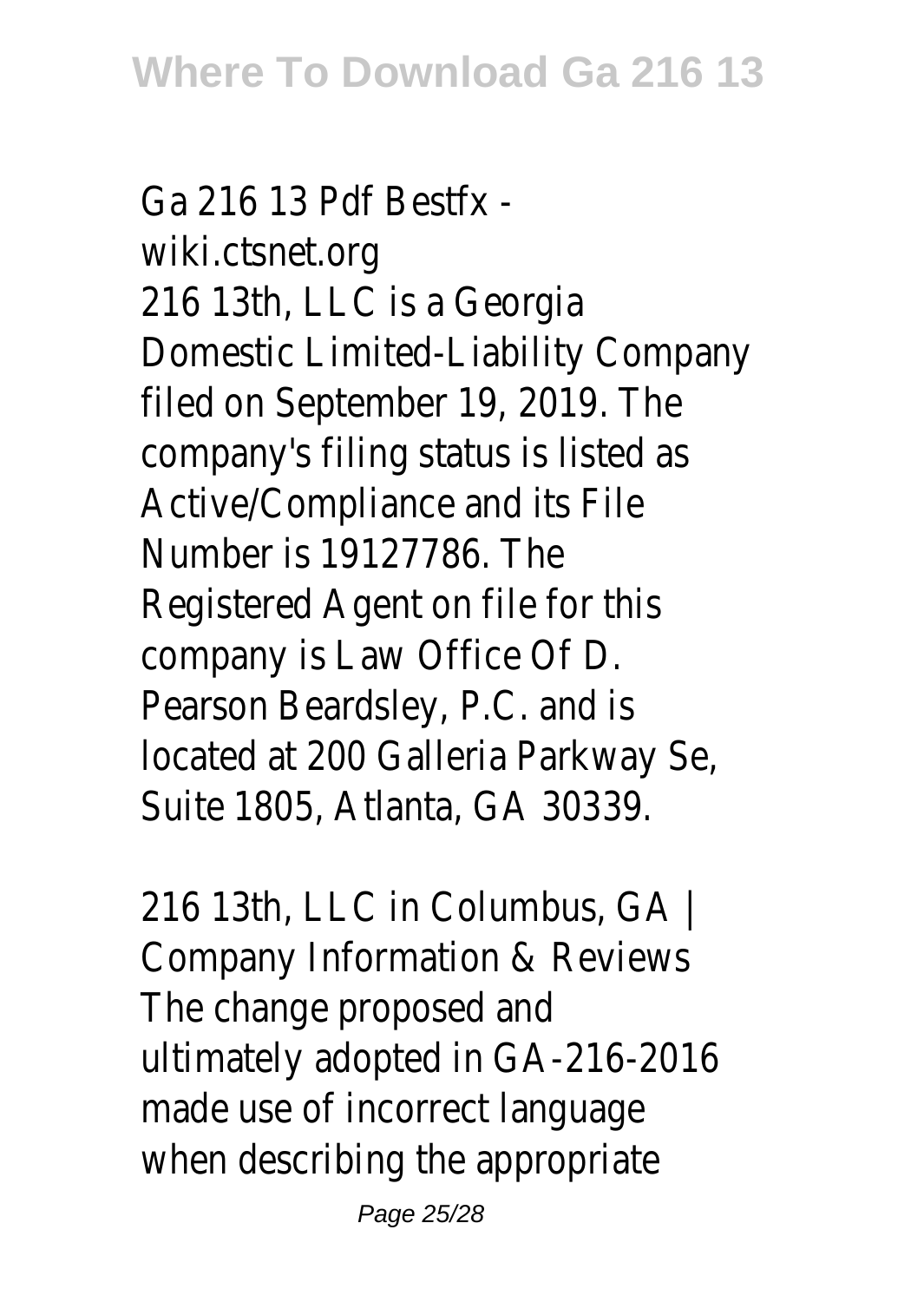Ga 216 13 Pdf Bestfx - wiki.ctsnet.org

216 13th, LLC is a Georgia Domestic Limited-Liability Company filed on September 19, 2019. The company's filing status is listed as Active/Compliance and its File Number is 19127786. The Registered Agent on file for this company is Law Office Of D. Pearson Beardsley, P.C. and is located at 200 Galleria Parkway Se, Suite 1805, Atlanta, GA 30339.

216 13th, LLC in Columbus, GA | Company Information & Reviews

The change proposed and ultimately adopted in GA-216-2016 made use of incorrect language when describing the appropriate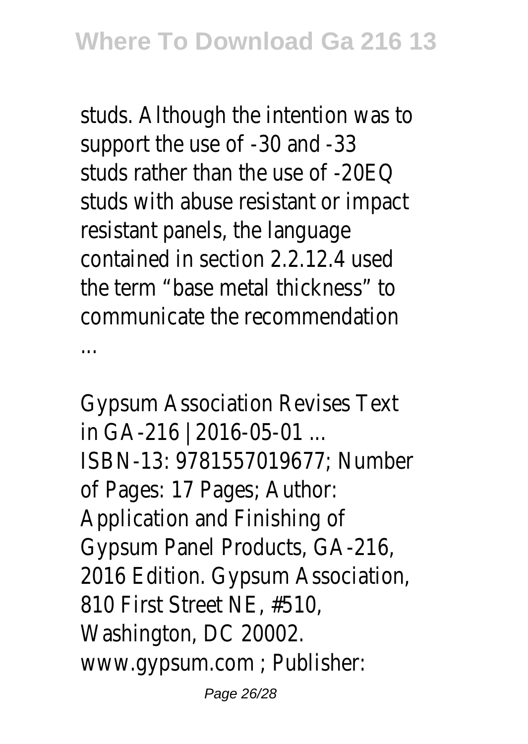studs. Although the intention was to support the use of -30 and -33 studs rather than the use of -20EQ studs with abuse resistant or impact resistant panels, the language contained in section 2.2.12.4 used the term "base metal thickness" to communicate the recommendation ...

Gypsum Association Revises Text in GA-216 | 2016-05-01 ...
ISBN-13: 9781557019677; Number of Pages: 17 Pages; Author: Application and Finishing of Gypsum Panel Products, GA-216, 2016 Edition. Gypsum Association, 810 First Street NE, #510, Washington, DC 20002. www.gypsum.com ; Publisher: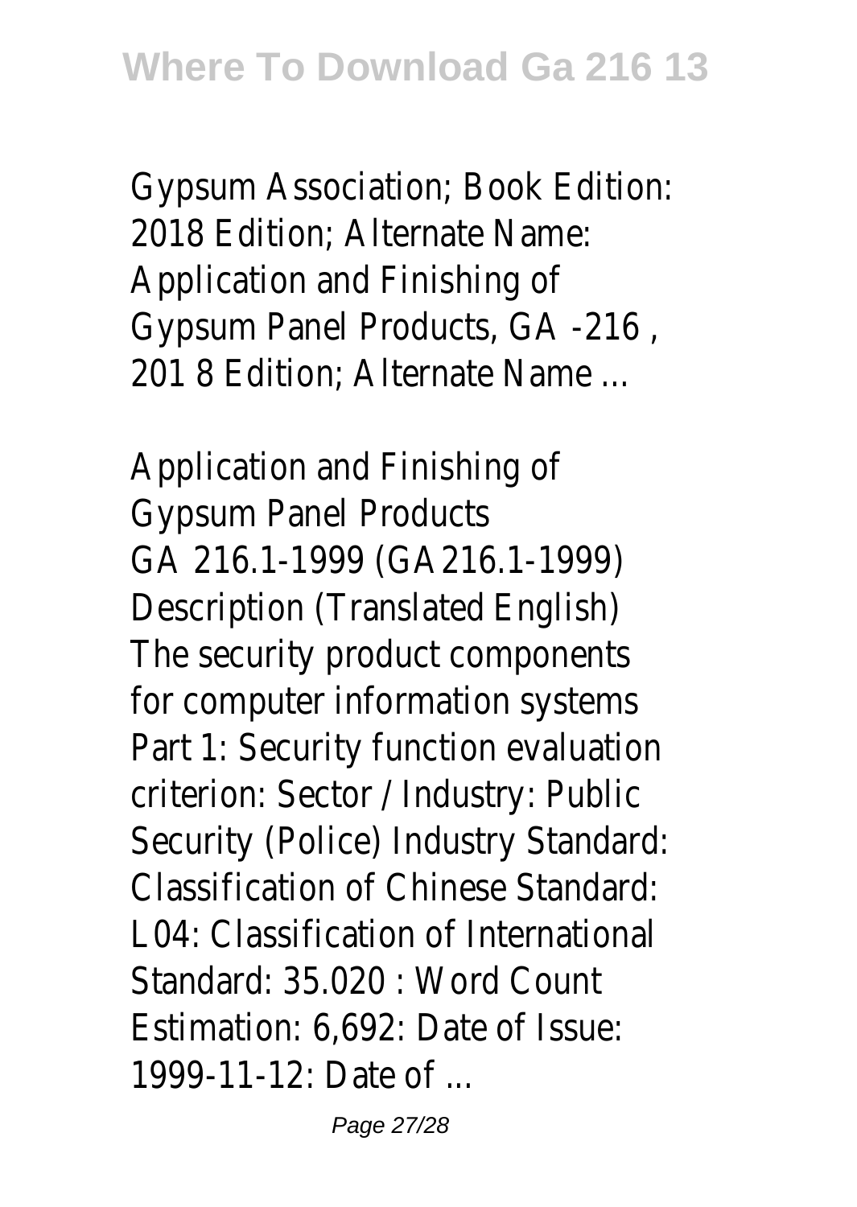Gypsum Association; Book Edition: 2018 Edition; Alternate Name: Application and Finishing of Gypsum Panel Products, GA -216 , 201 8 Edition; Alternate Name ...

Application and Finishing of Gypsum Panel Products
GA 216.1-1999 (GA216.1-1999) Description (Translated English) The security product components for computer information systems Part 1: Security function evaluation criterion: Sector / Industry: Public Security (Police) Industry Standard: Classification of Chinese Standard: L04: Classification of International Standard: 35.020 : Word Count Estimation: 6,692: Date of Issue: 1999-11-12: Date of ...